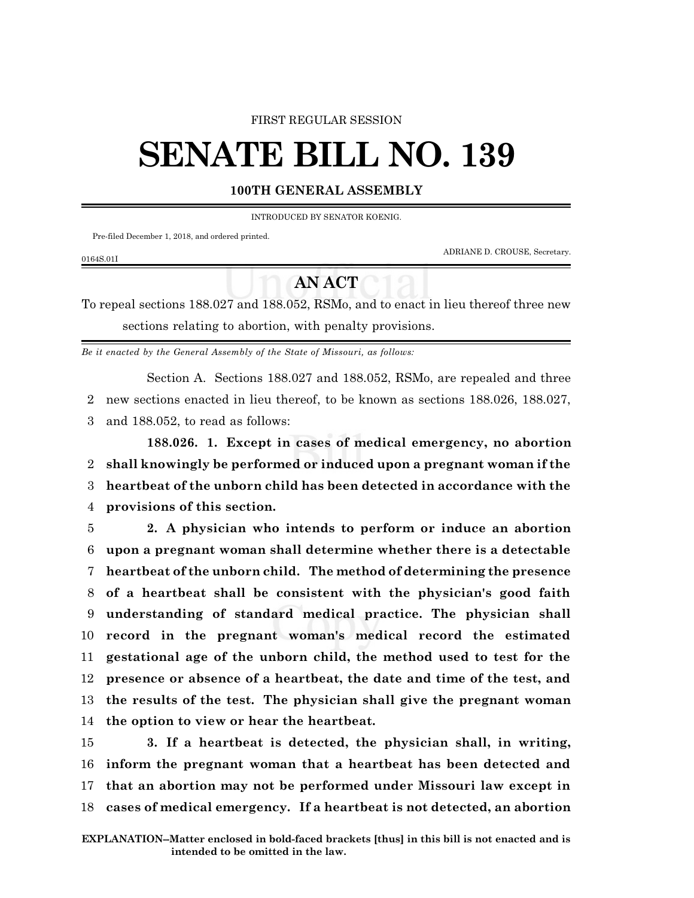FIRST REGULAR SESSION

# SENATE BILL NO. 139

**100TH GENERAL ASSEMBLY**

INTRODUCED BY SENATOR KOENIG.

Pre-filed December 1, 2018, and ordered printed.

ADRIANE D. CROUSE, Secretary.

0164S.01I

## AN ACT

To repeal sections 188.027 and 188.052, RSMo, and to enact in lieu thereof three new sections relating to abortion, with penalty provisions.

*Be it enacted by the General Assembly of the State of Missouri, as follows:*

Section A. Sections 188.027 and 188.052, RSMo, are repealed and three new sections enacted in lieu thereof, to be known as sections 188.026, 188.027, and 188.052, to read as follows:

**188.026. 1. Except in cases of medical emergency, no abortion shall knowingly be performed or induced upon a pregnant woman if the heartbeat of the unborn child has been detected in accordance with the provisions of this section.**

**2. A physician who intends to perform or induce an abortion upon a pregnant woman shall determine whether there is a detectable heartbeat of the unborn child. The method of determining the presence of a heartbeat shall be consistent with the physician's good faith understanding of standard medical practice. The physician shall record in the pregnant woman's medical record the estimated gestational age of the unborn child, the method used to test for the presence or absence of a heartbeat, the date and time of the test, and the results of the test. The physician shall give the pregnant woman the option to view or hear the heartbeat.**

**3. If a heartbeat is detected, the physician shall, in writing, inform the pregnant woman that a heartbeat has been detected and that an abortion may not be performed under Missouri law except in cases of medical emergency. If a heartbeat is not detected, an abortion**

**EXPLANATION–Matter enclosed in bold-faced brackets [thus] in this bill is not enacted and is intended to be omitted in the law.**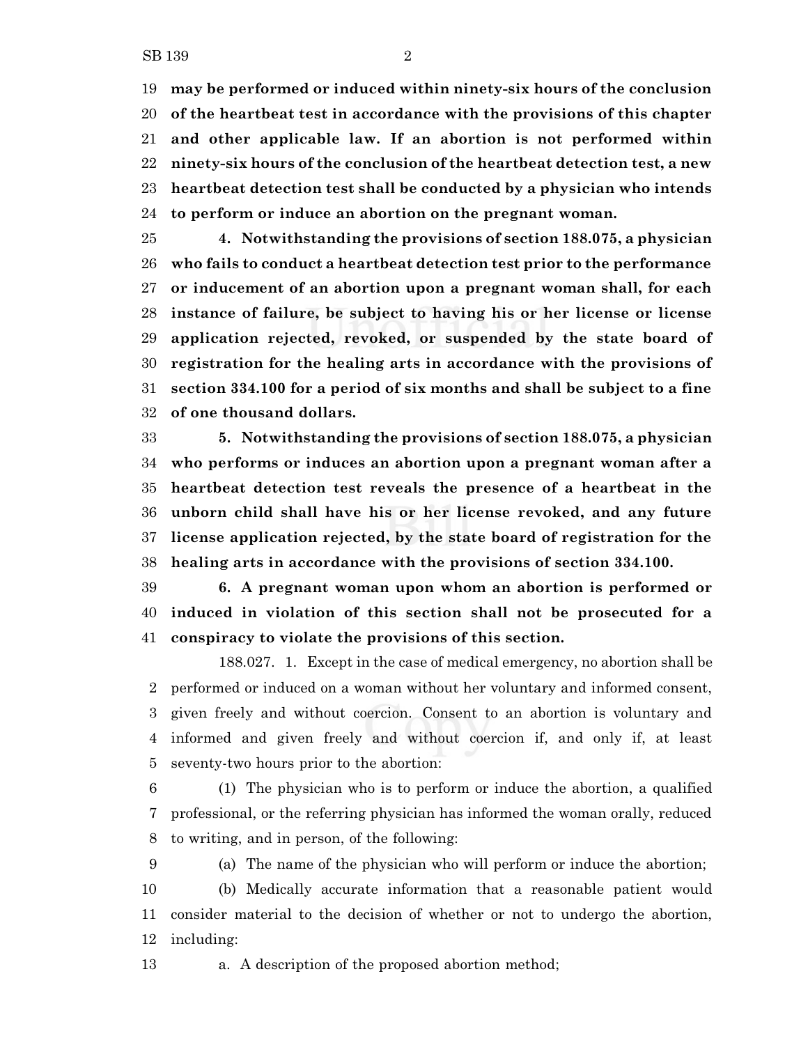**may be performed or induced within ninety-six hours of the conclusion of the heartbeat test in accordance with the provisions of this chapter and other applicable law. If an abortion is not performed within ninety-six hours of the conclusion of the heartbeat detection test, a new heartbeat detection test shall be conducted by a physician who intends to perform or induce an abortion on the pregnant woman.**

**4. Notwithstanding the provisions of section 188.075, a physician who fails to conduct a heartbeat detection test prior to the performance or inducement of an abortion upon a pregnant woman shall, for each instance of failure, be subject to having his or her license or license application rejected, revoked, or suspended by the state board of registration for the healing arts in accordance with the provisions of section 334.100 for a period of six months and shall be subject to a fine of one thousand dollars.**

**5. Notwithstanding the provisions of section 188.075, a physician who performs or induces an abortion upon a pregnant woman after a heartbeat detection test reveals the presence of a heartbeat in the unborn child shall have his or her license revoked, and any future license application rejected, by the state board of registration for the healing arts in accordance with the provisions of section 334.100.**

**6. A pregnant woman upon whom an abortion is performed or induced in violation of this section shall not be prosecuted for a conspiracy to violate the provisions of this section.**

188.027. 1. Except in the case of medical emergency, no abortion shall be performed or induced on a woman without her voluntary and informed consent, given freely and without coercion. Consent to an abortion is voluntary and informed and given freely and without coercion if, and only if, at least seventy-two hours prior to the abortion:

(1) The physician who is to perform or induce the abortion, a qualified professional, or the referring physician has informed the woman orally, reduced to writing, and in person, of the following:

(a) The name of the physician who will perform or induce the abortion;

(b) Medically accurate information that a reasonable patient would consider material to the decision of whether or not to undergo the abortion, including:

a. A description of the proposed abortion method;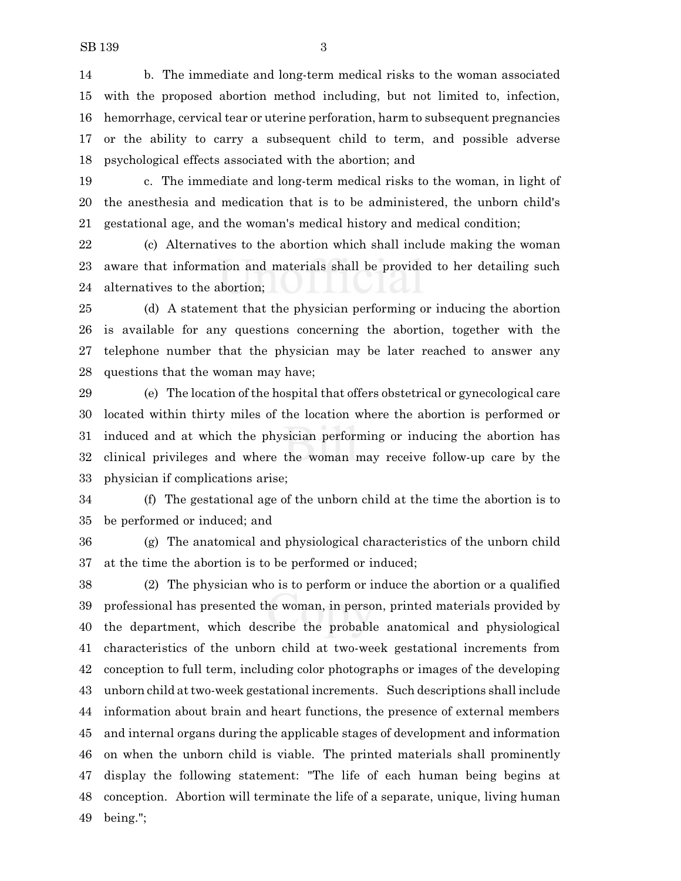b. The immediate and long-term medical risks to the woman associated with the proposed abortion method including, but not limited to, infection, hemorrhage, cervical tear or uterine perforation, harm to subsequent pregnancies or the ability to carry a subsequent child to term, and possible adverse psychological effects associated with the abortion; and

c. The immediate and long-term medical risks to the woman, in light of the anesthesia and medication that is to be administered, the unborn child's gestational age, and the woman's medical history and medical condition;

(c) Alternatives to the abortion which shall include making the woman aware that information and materials shall be provided to her detailing such alternatives to the abortion;

(d) A statement that the physician performing or inducing the abortion is available for any questions concerning the abortion, together with the telephone number that the physician may be later reached to answer any questions that the woman may have;

(e) The location of the hospital that offers obstetrical or gynecological care located within thirty miles of the location where the abortion is performed or induced and at which the physician performing or inducing the abortion has clinical privileges and where the woman may receive follow-up care by the physician if complications arise;

(f) The gestational age of the unborn child at the time the abortion is to be performed or induced; and

(g) The anatomical and physiological characteristics of the unborn child at the time the abortion is to be performed or induced;

(2) The physician who is to perform or induce the abortion or a qualified professional has presented the woman, in person, printed materials provided by the department, which describe the probable anatomical and physiological characteristics of the unborn child at two-week gestational increments from conception to full term, including color photographs or images of the developing unborn child at two-week gestational increments. Such descriptions shall include information about brain and heart functions, the presence of external members and internal organs during the applicable stages of development and information on when the unborn child is viable. The printed materials shall prominently display the following statement: "The life of each human being begins at conception. Abortion will terminate the life of a separate, unique, living human being.";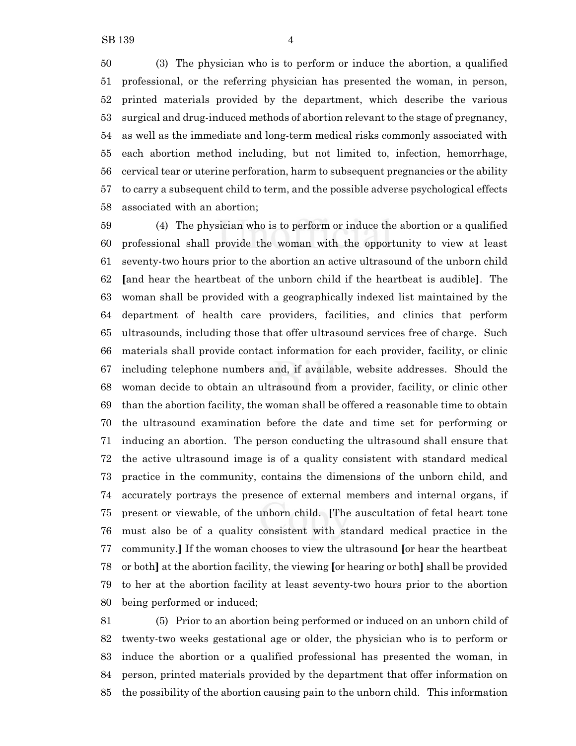(3) The physician who is to perform or induce the abortion, a qualified professional, or the referring physician has presented the woman, in person, printed materials provided by the department, which describe the various surgical and drug-induced methods of abortion relevant to the stage of pregnancy, as well as the immediate and long-term medical risks commonly associated with each abortion method including, but not limited to, infection, hemorrhage, cervical tear or uterine perforation, harm to subsequent pregnancies or the ability to carry a subsequent child to term, and the possible adverse psychological effects associated with an abortion;

(4) The physician who is to perform or induce the abortion or a qualified professional shall provide the woman with the opportunity to view at least seventy-two hours prior to the abortion an active ultrasound of the unborn child **[**and hear the heartbeat of the unborn child if the heartbeat is audible**]**. The woman shall be provided with a geographically indexed list maintained by the department of health care providers, facilities, and clinics that perform ultrasounds, including those that offer ultrasound services free of charge. Such materials shall provide contact information for each provider, facility, or clinic including telephone numbers and, if available, website addresses. Should the woman decide to obtain an ultrasound from a provider, facility, or clinic other than the abortion facility, the woman shall be offered a reasonable time to obtain the ultrasound examination before the date and time set for performing or inducing an abortion. The person conducting the ultrasound shall ensure that the active ultrasound image is of a quality consistent with standard medical practice in the community, contains the dimensions of the unborn child, and accurately portrays the presence of external members and internal organs, if present or viewable, of the unborn child. **[**The auscultation of fetal heart tone must also be of a quality consistent with standard medical practice in the community.**]** If the woman chooses to view the ultrasound **[**or hear the heartbeat or both**]** at the abortion facility, the viewing **[**or hearing or both**]** shall be provided to her at the abortion facility at least seventy-two hours prior to the abortion being performed or induced;

(5) Prior to an abortion being performed or induced on an unborn child of twenty-two weeks gestational age or older, the physician who is to perform or induce the abortion or a qualified professional has presented the woman, in person, printed materials provided by the department that offer information on the possibility of the abortion causing pain to the unborn child. This information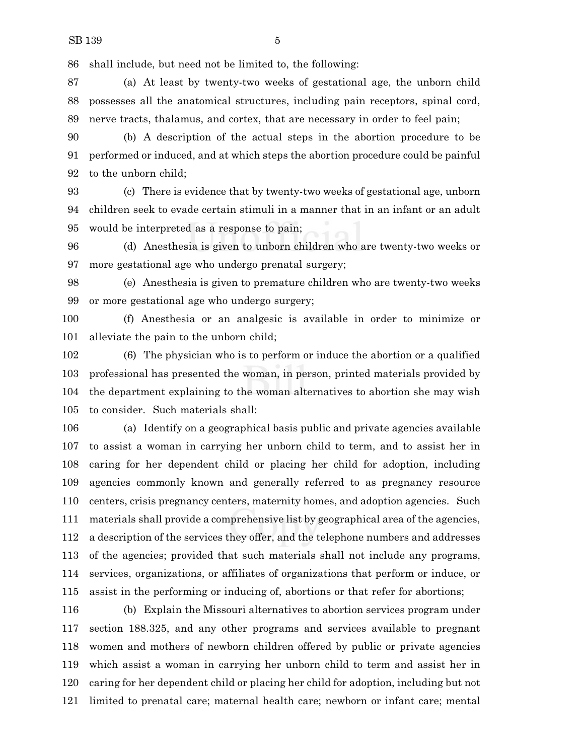shall include, but need not be limited to, the following:

(a) At least by twenty-two weeks of gestational age, the unborn child possesses all the anatomical structures, including pain receptors, spinal cord, nerve tracts, thalamus, and cortex, that are necessary in order to feel pain;

(b) A description of the actual steps in the abortion procedure to be performed or induced, and at which steps the abortion procedure could be painful to the unborn child;

(c) There is evidence that by twenty-two weeks of gestational age, unborn children seek to evade certain stimuli in a manner that in an infant or an adult would be interpreted as a response to pain;

(d) Anesthesia is given to unborn children who are twenty-two weeks or more gestational age who undergo prenatal surgery;

(e) Anesthesia is given to premature children who are twenty-two weeks or more gestational age who undergo surgery;

(f) Anesthesia or an analgesic is available in order to minimize or alleviate the pain to the unborn child;

(6) The physician who is to perform or induce the abortion or a qualified professional has presented the woman, in person, printed materials provided by the department explaining to the woman alternatives to abortion she may wish to consider. Such materials shall:

(a) Identify on a geographical basis public and private agencies available to assist a woman in carrying her unborn child to term, and to assist her in caring for her dependent child or placing her child for adoption, including agencies commonly known and generally referred to as pregnancy resource centers, crisis pregnancy centers, maternity homes, and adoption agencies. Such materials shall provide a comprehensive list by geographical area of the agencies, a description of the services they offer, and the telephone numbers and addresses of the agencies; provided that such materials shall not include any programs, services, organizations, or affiliates of organizations that perform or induce, or assist in the performing or inducing of, abortions or that refer for abortions;

(b) Explain the Missouri alternatives to abortion services program under section 188.325, and any other programs and services available to pregnant women and mothers of newborn children offered by public or private agencies which assist a woman in carrying her unborn child to term and assist her in caring for her dependent child or placing her child for adoption, including but not limited to prenatal care; maternal health care; newborn or infant care; mental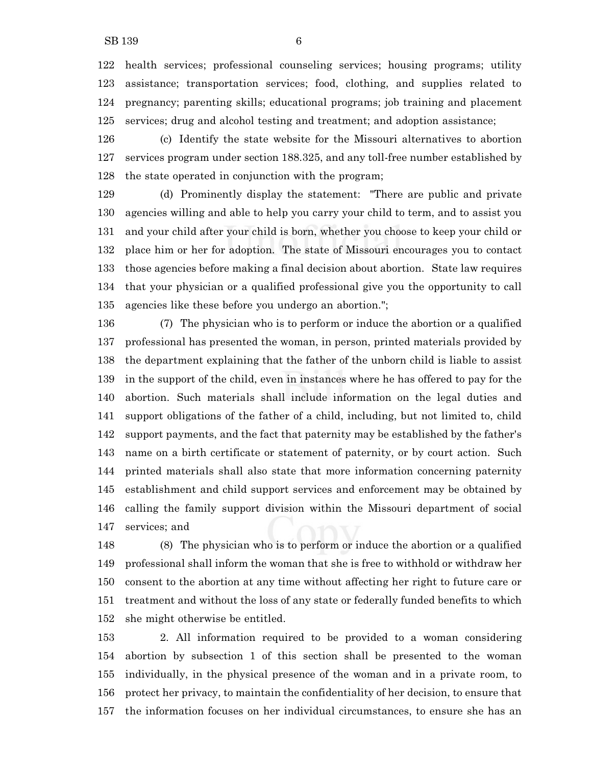health services; professional counseling services; housing programs; utility assistance; transportation services; food, clothing, and supplies related to pregnancy; parenting skills; educational programs; job training and placement services; drug and alcohol testing and treatment; and adoption assistance;

(c) Identify the state website for the Missouri alternatives to abortion services program under section 188.325, and any toll-free number established by the state operated in conjunction with the program;

(d) Prominently display the statement: "There are public and private agencies willing and able to help you carry your child to term, and to assist you and your child after your child is born, whether you choose to keep your child or place him or her for adoption. The state of Missouri encourages you to contact those agencies before making a final decision about abortion. State law requires that your physician or a qualified professional give you the opportunity to call agencies like these before you undergo an abortion.";

(7) The physician who is to perform or induce the abortion or a qualified professional has presented the woman, in person, printed materials provided by the department explaining that the father of the unborn child is liable to assist in the support of the child, even in instances where he has offered to pay for the abortion. Such materials shall include information on the legal duties and support obligations of the father of a child, including, but not limited to, child support payments, and the fact that paternity may be established by the father's name on a birth certificate or statement of paternity, or by court action. Such printed materials shall also state that more information concerning paternity establishment and child support services and enforcement may be obtained by calling the family support division within the Missouri department of social services; and

(8) The physician who is to perform or induce the abortion or a qualified professional shall inform the woman that she is free to withhold or withdraw her consent to the abortion at any time without affecting her right to future care or treatment and without the loss of any state or federally funded benefits to which she might otherwise be entitled.

2. All information required to be provided to a woman considering abortion by subsection 1 of this section shall be presented to the woman individually, in the physical presence of the woman and in a private room, to protect her privacy, to maintain the confidentiality of her decision, to ensure that the information focuses on her individual circumstances, to ensure she has an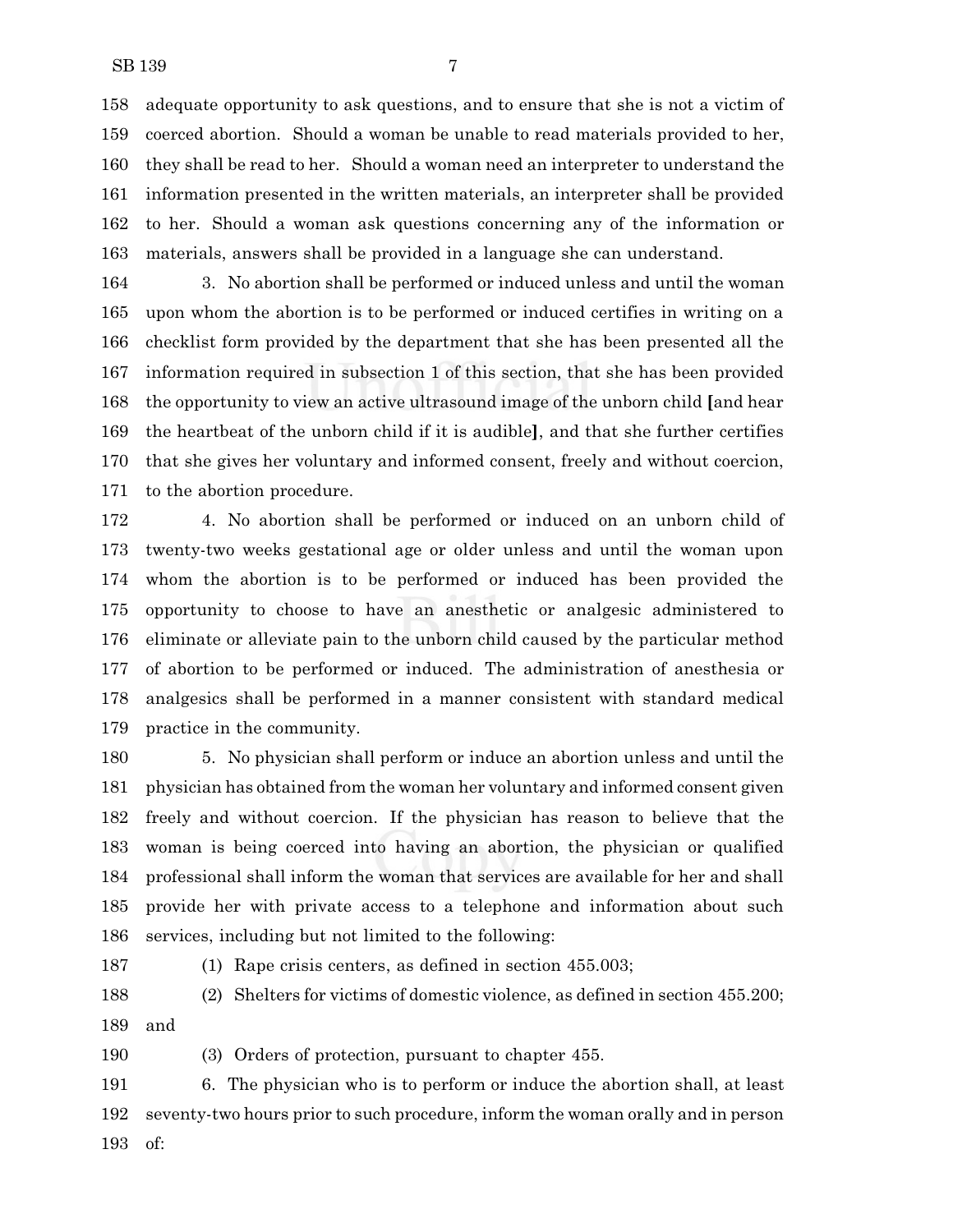158 adequate opportunity to ask questions, and to ensure that she is not a victim of
159 coerced abortion. Should a woman be unable to read materials provided to her,
160 they shall be read to her. Should a woman need an interpreter to understand the
161 information presented in the written materials, an interpreter shall be provided
162 to her. Should a woman ask questions concerning any of the information or
163 materials, answers shall be provided in a language she can understand.

164 3. No abortion shall be performed or induced unless and until the woman
165 upon whom the abortion is to be performed or induced certifies in writing on a
166 checklist form provided by the department that she has been presented all the
167 information required in subsection 1 of this section, that she has been provided
168 the opportunity to view an active ultrasound image of the unborn child **[**and hear
169 the heartbeat of the unborn child if it is audible**]**, and that she further certifies
170 that she gives her voluntary and informed consent, freely and without coercion,
171 to the abortion procedure.

172 4. No abortion shall be performed or induced on an unborn child of
173 twenty-two weeks gestational age or older unless and until the woman upon
174 whom the abortion is to be performed or induced has been provided the
175 opportunity to choose to have an anesthetic or analgesic administered to
176 eliminate or alleviate pain to the unborn child caused by the particular method
177 of abortion to be performed or induced. The administration of anesthesia or
178 analgesics shall be performed in a manner consistent with standard medical
179 practice in the community.

180 5. No physician shall perform or induce an abortion unless and until the
181 physician has obtained from the woman her voluntary and informed consent given
182 freely and without coercion. If the physician has reason to believe that the
183 woman is being coerced into having an abortion, the physician or qualified
184 professional shall inform the woman that services are available for her and shall
185 provide her with private access to a telephone and information about such
186 services, including but not limited to the following:

187 (1) Rape crisis centers, as defined in section 455.003;

188 (2) Shelters for victims of domestic violence, as defined in section 455.200;
189 and

190 (3) Orders of protection, pursuant to chapter 455.

191 6. The physician who is to perform or induce the abortion shall, at least
192 seventy-two hours prior to such procedure, inform the woman orally and in person
193 of: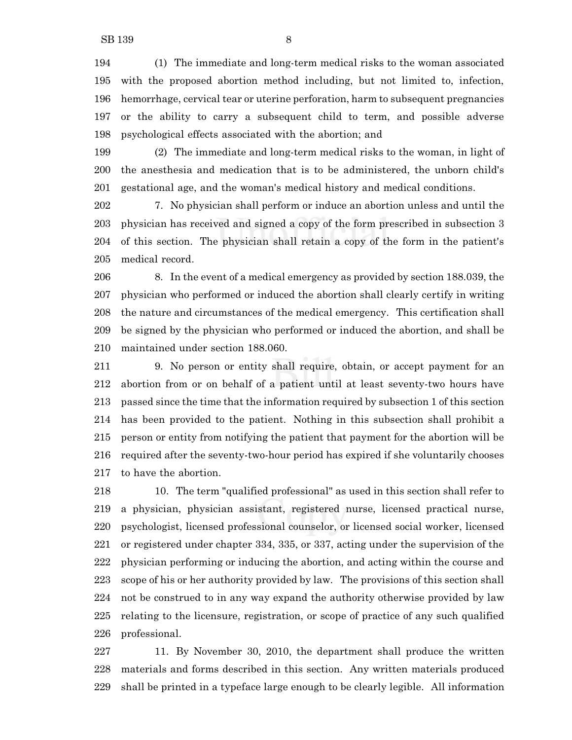(1) The immediate and long-term medical risks to the woman associated with the proposed abortion method including, but not limited to, infection, hemorrhage, cervical tear or uterine perforation, harm to subsequent pregnancies or the ability to carry a subsequent child to term, and possible adverse psychological effects associated with the abortion; and

(2) The immediate and long-term medical risks to the woman, in light of the anesthesia and medication that is to be administered, the unborn child's gestational age, and the woman's medical history and medical conditions.

7. No physician shall perform or induce an abortion unless and until the physician has received and signed a copy of the form prescribed in subsection 3 of this section. The physician shall retain a copy of the form in the patient's medical record.

8. In the event of a medical emergency as provided by section 188.039, the physician who performed or induced the abortion shall clearly certify in writing the nature and circumstances of the medical emergency. This certification shall be signed by the physician who performed or induced the abortion, and shall be maintained under section 188.060.

9. No person or entity shall require, obtain, or accept payment for an abortion from or on behalf of a patient until at least seventy-two hours have passed since the time that the information required by subsection 1 of this section has been provided to the patient. Nothing in this subsection shall prohibit a person or entity from notifying the patient that payment for the abortion will be required after the seventy-two-hour period has expired if she voluntarily chooses to have the abortion.

10. The term "qualified professional" as used in this section shall refer to a physician, physician assistant, registered nurse, licensed practical nurse, psychologist, licensed professional counselor, or licensed social worker, licensed or registered under chapter 334, 335, or 337, acting under the supervision of the physician performing or inducing the abortion, and acting within the course and scope of his or her authority provided by law. The provisions of this section shall not be construed to in any way expand the authority otherwise provided by law relating to the licensure, registration, or scope of practice of any such qualified professional.

11. By November 30, 2010, the department shall produce the written materials and forms described in this section. Any written materials produced shall be printed in a typeface large enough to be clearly legible. All information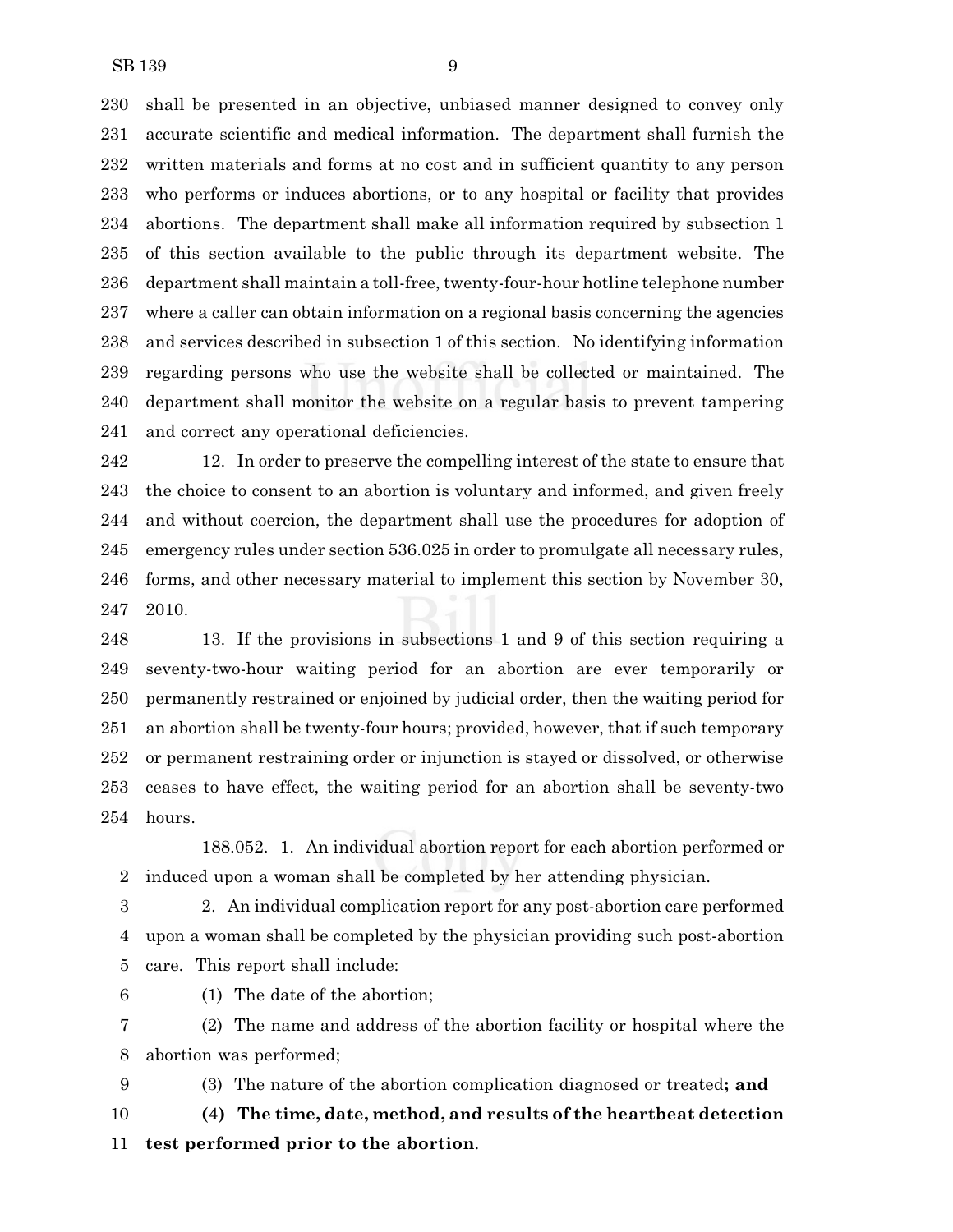shall be presented in an objective, unbiased manner designed to convey only accurate scientific and medical information. The department shall furnish the written materials and forms at no cost and in sufficient quantity to any person who performs or induces abortions, or to any hospital or facility that provides abortions. The department shall make all information required by subsection 1 of this section available to the public through its department website. The department shall maintain a toll-free, twenty-four-hour hotline telephone number where a caller can obtain information on a regional basis concerning the agencies and services described in subsection 1 of this section. No identifying information regarding persons who use the website shall be collected or maintained. The department shall monitor the website on a regular basis to prevent tampering and correct any operational deficiencies.

12. In order to preserve the compelling interest of the state to ensure that the choice to consent to an abortion is voluntary and informed, and given freely and without coercion, the department shall use the procedures for adoption of emergency rules under section 536.025 in order to promulgate all necessary rules, forms, and other necessary material to implement this section by November 30, 2010.

13. If the provisions in subsections 1 and 9 of this section requiring a seventy-two-hour waiting period for an abortion are ever temporarily or permanently restrained or enjoined by judicial order, then the waiting period for an abortion shall be twenty-four hours; provided, however, that if such temporary or permanent restraining order or injunction is stayed or dissolved, or otherwise ceases to have effect, the waiting period for an abortion shall be seventy-two hours.

188.052. 1. An individual abortion report for each abortion performed or induced upon a woman shall be completed by her attending physician.

2. An individual complication report for any post-abortion care performed upon a woman shall be completed by the physician providing such post-abortion care. This report shall include:

(1) The date of the abortion;

(2) The name and address of the abortion facility or hospital where the abortion was performed;

(3) The nature of the abortion complication diagnosed or treated**; and**

**(4) The time, date, method, and results of the heartbeat detection test performed prior to the abortion**.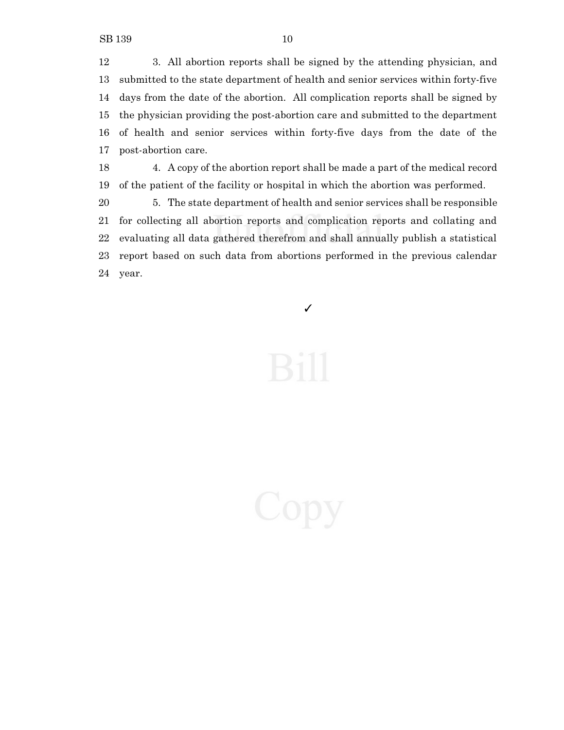3. All abortion reports shall be signed by the attending physician, and submitted to the state department of health and senior services within forty-five days from the date of the abortion. All complication reports shall be signed by the physician providing the post-abortion care and submitted to the department of health and senior services within forty-five days from the date of the post-abortion care.

4. A copy of the abortion report shall be made a part of the medical record of the patient of the facility or hospital in which the abortion was performed.

5. The state department of health and senior services shall be responsible for collecting all abortion reports and complication reports and collating and evaluating all data gathered therefrom and shall annually publish a statistical report based on such data from abortions performed in the previous calendar year.

✓